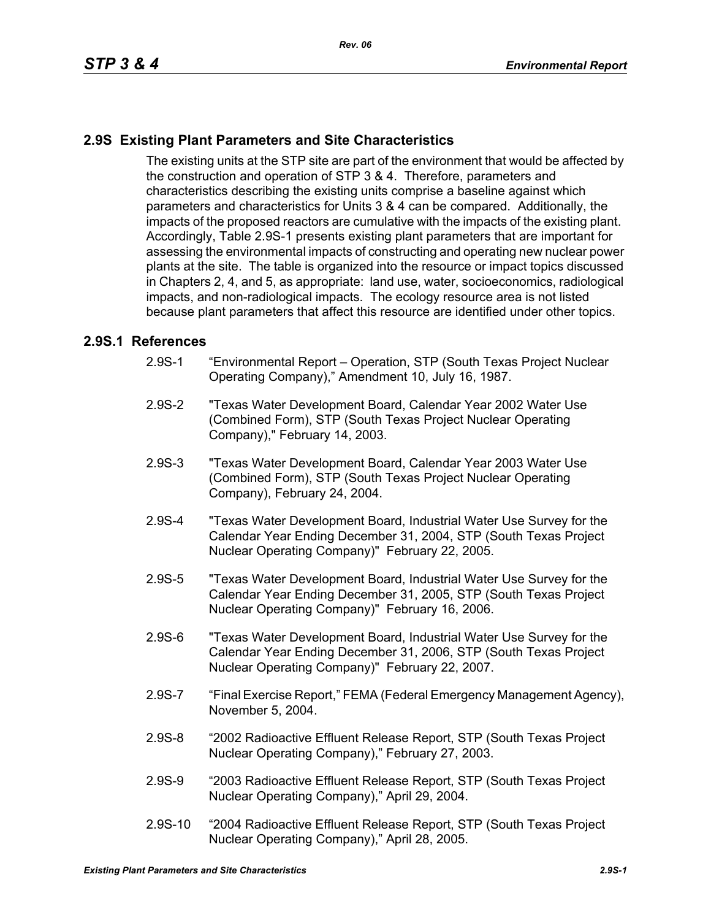## 2.9S Existing Plant Parameters and Site Characteristics

The existing units at the STP site are part of the environment that would be affected by the construction and operation of STP 3 & 4. Therefore, parameters and characteristics describing the existing units comprise a baseline against which parameters and characteristics for Units 3 & 4 can be compared. Additionally, the impacts of the proposed reactors are cumulative with the impacts of the existing plant. Accordingly, Table 2.9S-1 presents existing plant parameters that are important for assessing the environmental impacts of constructing and operating new nuclear power plants at the site. The table is organized into the resource or impact topics discussed in Chapters 2, 4, and 5, as appropriate: land use, water, socioeconomics, radiological impacts, and non-radiological impacts. The ecology resource area is not listed because plant parameters that affect this resource are identified under other topics.

### 2.9S.1 References

2.9S-1 "Environmental Report – Operation, STP (South Texas Project Nuclear Operating Company)," Amendment 10, July 16, 1987.

2.9S-2 "Texas Water Development Board, Calendar Year 2002 Water Use (Combined Form), STP (South Texas Project Nuclear Operating Company)," February 14, 2003.

2.9S-3 "Texas Water Development Board, Calendar Year 2003 Water Use (Combined Form), STP (South Texas Project Nuclear Operating Company), February 24, 2004.

2.9S-4 "Texas Water Development Board, Industrial Water Use Survey for the Calendar Year Ending December 31, 2004, STP (South Texas Project Nuclear Operating Company)" February 22, 2005.

2.9S-5 "Texas Water Development Board, Industrial Water Use Survey for the Calendar Year Ending December 31, 2005, STP (South Texas Project Nuclear Operating Company)" February 16, 2006.

2.9S-6 "Texas Water Development Board, Industrial Water Use Survey for the Calendar Year Ending December 31, 2006, STP (South Texas Project Nuclear Operating Company)" February 22, 2007.

2.9S-7 "Final Exercise Report," FEMA (Federal Emergency Management Agency), November 5, 2004.

2.9S-8 "2002 Radioactive Effluent Release Report, STP (South Texas Project Nuclear Operating Company)," February 27, 2003.

2.9S-9 "2003 Radioactive Effluent Release Report, STP (South Texas Project Nuclear Operating Company)," April 29, 2004.

2.9S-10 "2004 Radioactive Effluent Release Report, STP (South Texas Project Nuclear Operating Company)," April 28, 2005.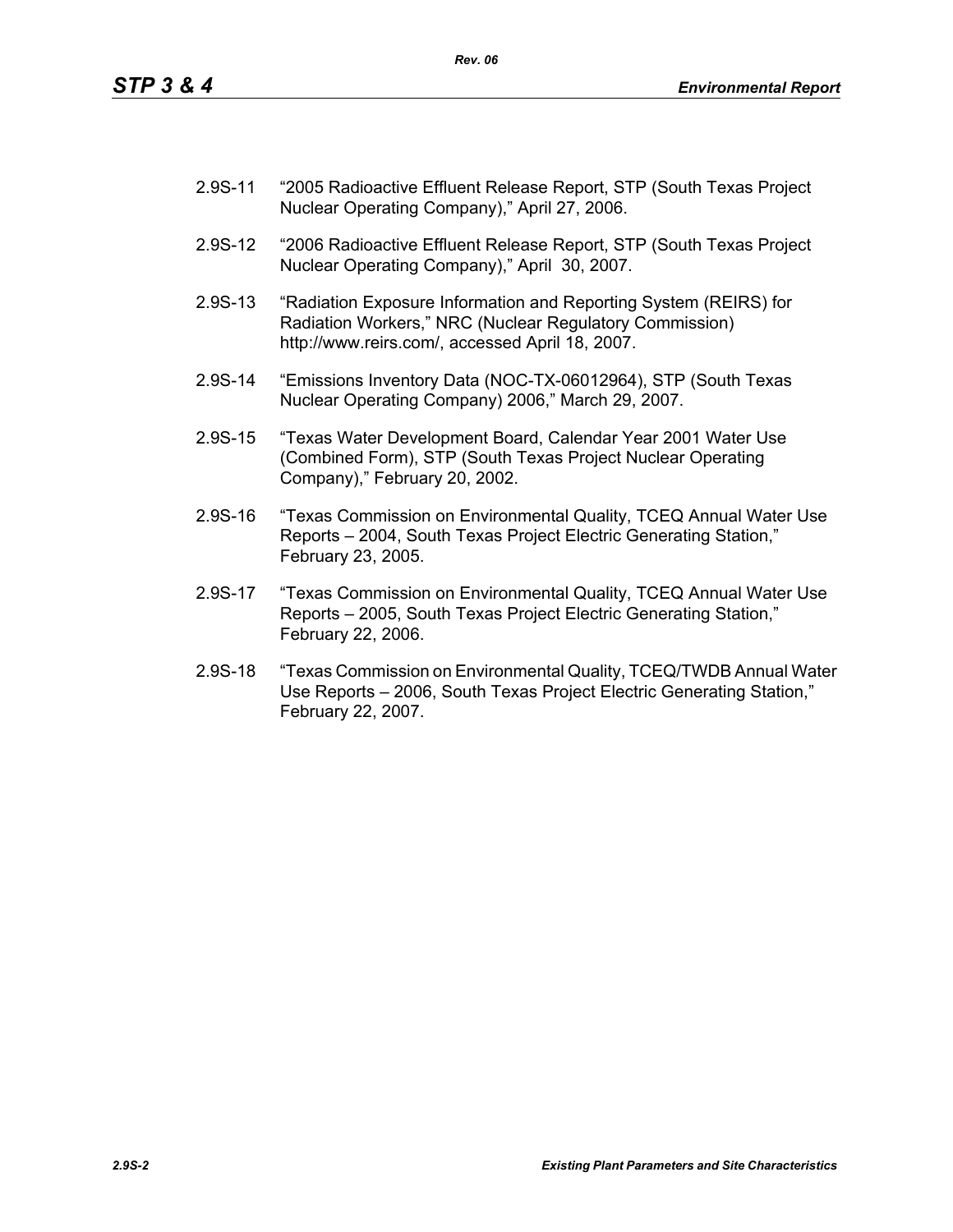2.9S-11 "2005 Radioactive Effluent Release Report, STP (South Texas Project Nuclear Operating Company)," April 27, 2006.

2.9S-12 "2006 Radioactive Effluent Release Report, STP (South Texas Project Nuclear Operating Company)," April 30, 2007.

2.9S-13 "Radiation Exposure Information and Reporting System (REIRS) for Radiation Workers," NRC (Nuclear Regulatory Commission) http://www.reirs.com/, accessed April 18, 2007.

2.9S-14 "Emissions Inventory Data (NOC-TX-06012964), STP (South Texas Nuclear Operating Company) 2006," March 29, 2007.

2.9S-15 "Texas Water Development Board, Calendar Year 2001 Water Use (Combined Form), STP (South Texas Project Nuclear Operating Company)," February 20, 2002.

2.9S-16 "Texas Commission on Environmental Quality, TCEQ Annual Water Use Reports – 2004, South Texas Project Electric Generating Station," February 23, 2005.

2.9S-17 "Texas Commission on Environmental Quality, TCEQ Annual Water Use Reports – 2005, South Texas Project Electric Generating Station," February 22, 2006.

2.9S-18 "Texas Commission on Environmental Quality, TCEQ/TWDB Annual Water Use Reports – 2006, South Texas Project Electric Generating Station," February 22, 2007.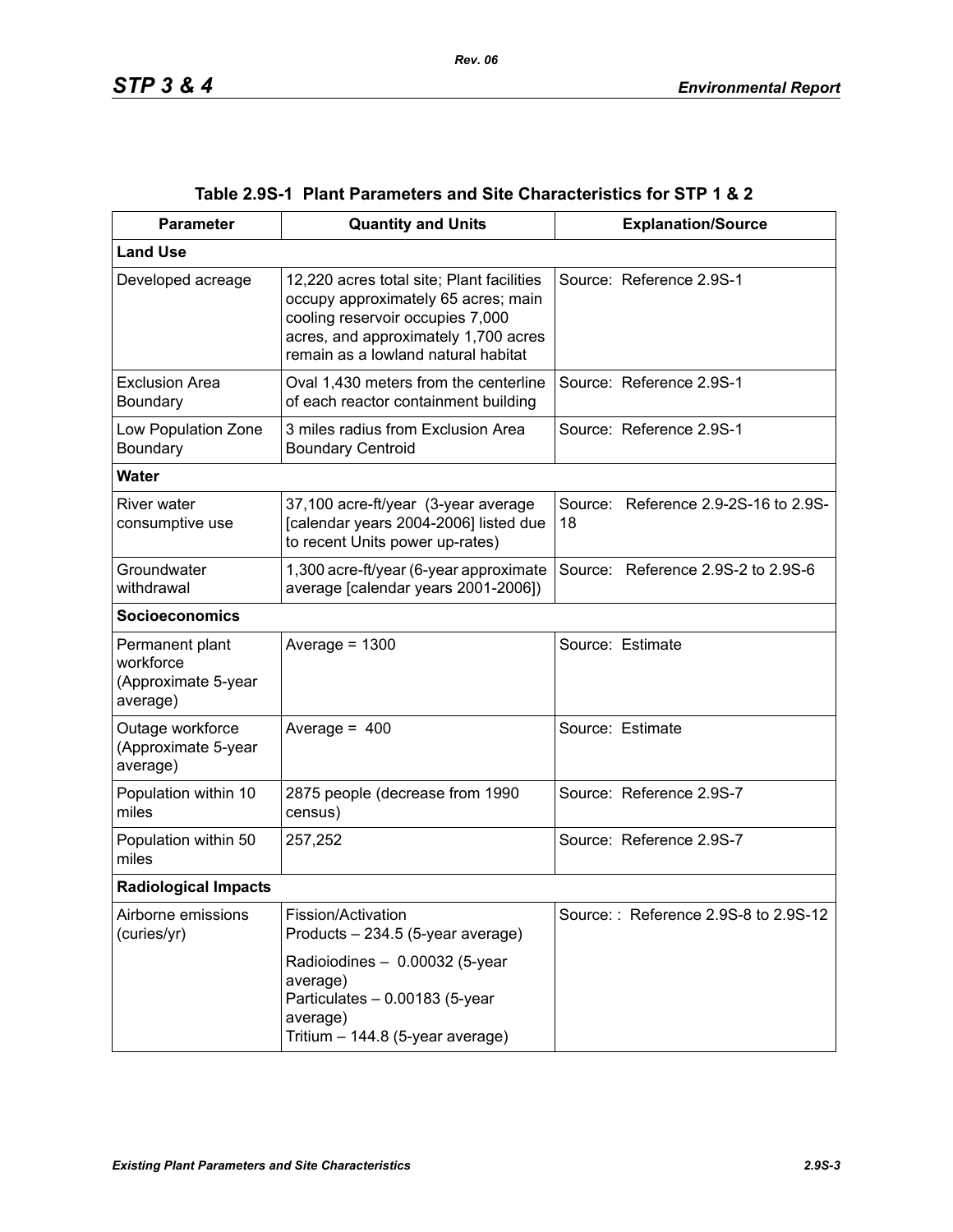**Table 2.9S-1 Plant Parameters and Site Characteristics for STP 1 & 2**

| Parameter | Quantity and Units | Explanation/Source |
|---|---|---|
| **Land Use** | | |
| Developed acreage | 12,220 acres total site; Plant facilities occupy approximately 65 acres; main cooling reservoir occupies 7,000 acres, and approximately 1,700 acres remain as a lowland natural habitat | Source: Reference 2.9S-1 |
| Exclusion Area Boundary | Oval 1,430 meters from the centerline of each reactor containment building | Source: Reference 2.9S-1 |
| Low Population Zone Boundary | 3 miles radius from Exclusion Area Boundary Centroid | Source: Reference 2.9S-1 |
| **Water** | | |
| River water consumptive use | 37,100 acre-ft/year (3-year average [calendar years 2004-2006] listed due to recent Units power up-rates) | Source: Reference 2.9-2S-16 to 2.9S-18 |
| Groundwater withdrawal | 1,300 acre-ft/year (6-year approximate average [calendar years 2001-2006]) | Source: Reference 2.9S-2 to 2.9S-6 |
| **Socioeconomics** | | |
| Permanent plant workforce (Approximate 5-year average) | Average = 1300 | Source: Estimate |
| Outage workforce (Approximate 5-year average) | Average = 400 | Source: Estimate |
| Population within 10 miles | 2875 people (decrease from 1990 census) | Source: Reference 2.9S-7 |
| Population within 50 miles | 257,252 | Source: Reference 2.9S-7 |
| **Radiological Impacts** | | |
| Airborne emissions (curies/yr) | Fission/Activation Products – 234.5 (5-year average)<br>Radioiodines – 0.00032 (5-year average)<br>Particulates – 0.00183 (5-year average)<br>Tritium – 144.8 (5-year average) | Source: : Reference 2.9S-8 to 2.9S-12 |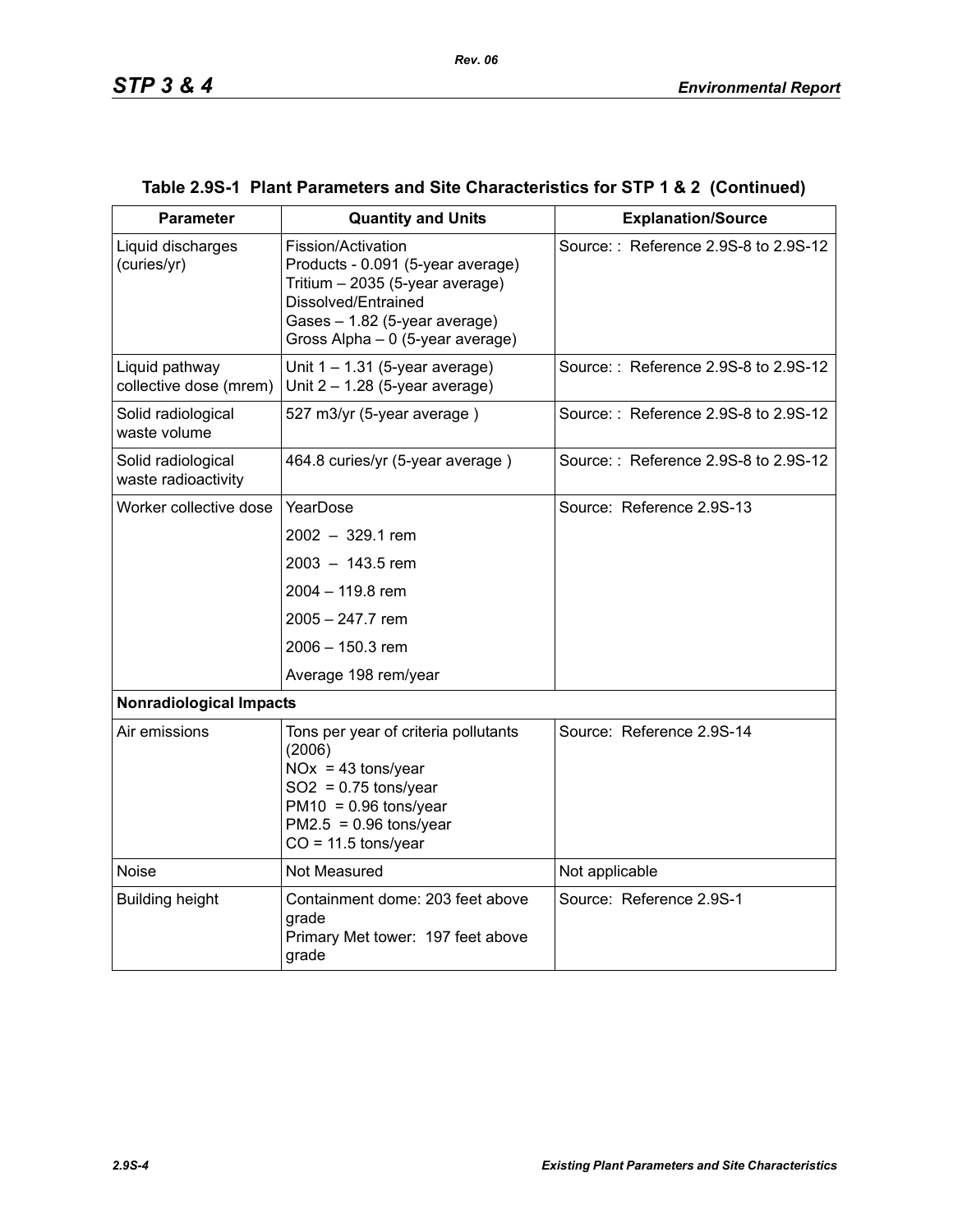**Table 2.9S-1 Plant Parameters and Site Characteristics for STP 1 & 2 (Continued)**

| Parameter | Quantity and Units | Explanation/Source |
|---|---|---|
| Liquid discharges (curies/yr) | Fission/Activation Products - 0.091 (5-year average)<br>Tritium – 2035 (5-year average)<br>Dissolved/Entrained Gases – 1.82 (5-year average)<br>Gross Alpha – 0 (5-year average) | Source: : Reference 2.9S-8 to 2.9S-12 |
| Liquid pathway collective dose (mrem) | Unit 1 – 1.31 (5-year average)<br>Unit 2 – 1.28 (5-year average) | Source: : Reference 2.9S-8 to 2.9S-12 |
| Solid radiological waste volume | 527 m3/yr (5-year average ) | Source: : Reference 2.9S-8 to 2.9S-12 |
| Solid radiological waste radioactivity | 464.8 curies/yr (5-year average ) | Source: : Reference 2.9S-8 to 2.9S-12 |
| Worker collective dose | YearDose<br>2002 – 329.1 rem<br>2003 – 143.5 rem<br>2004 – 119.8 rem<br>2005 – 247.7 rem<br>2006 – 150.3 rem<br>Average 198 rem/year | Source: Reference 2.9S-13 |
| **Nonradiological Impacts** | | |
| Air emissions | Tons per year of criteria pollutants (2006)<br>NOx = 43 tons/year<br>SO2 = 0.75 tons/year<br>PM10 = 0.96 tons/year<br>PM2.5 = 0.96 tons/year<br>CO = 11.5 tons/year | Source: Reference 2.9S-14 |
| Noise | Not Measured | Not applicable |
| Building height | Containment dome: 203 feet above grade<br>Primary Met tower: 197 feet above grade | Source: Reference 2.9S-1 |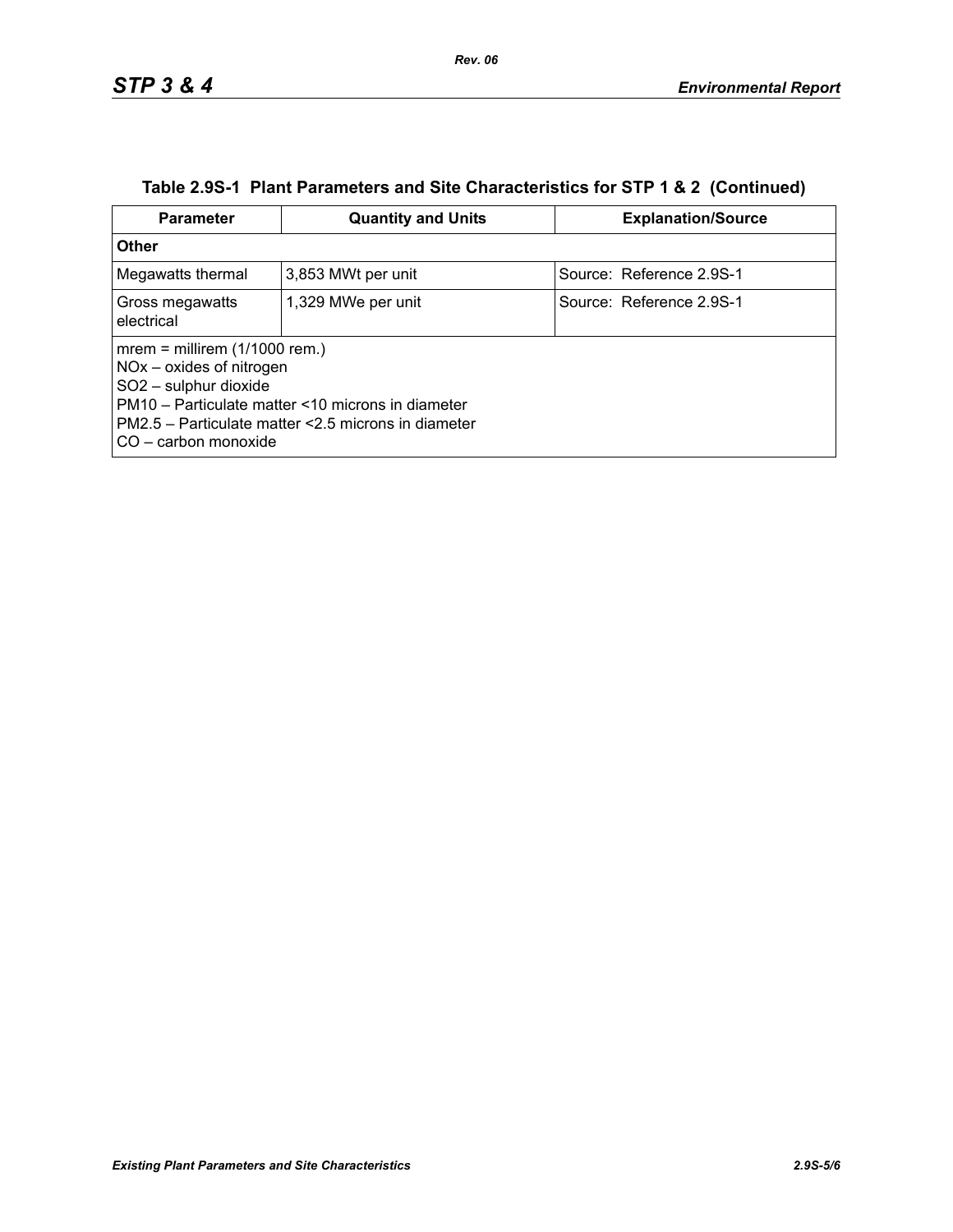## Table 2.9S-1 Plant Parameters and Site Characteristics for STP 1 & 2 (Continued)

| Parameter | Quantity and Units | Explanation/Source |
|---|---|---|
| **Other** | | |
| Megawatts thermal | 3,853 MWt per unit | Source: Reference 2.9S-1 |
| Gross megawatts electrical | 1,329 MWe per unit | Source: Reference 2.9S-1 |
| mrem = millirem (1/1000 rem.)<br>NOx – oxides of nitrogen<br>SO2 – sulphur dioxide<br>PM10 – Particulate matter <10 microns in diameter<br>PM2.5 – Particulate matter <2.5 microns in diameter<br>CO – carbon monoxide | | |